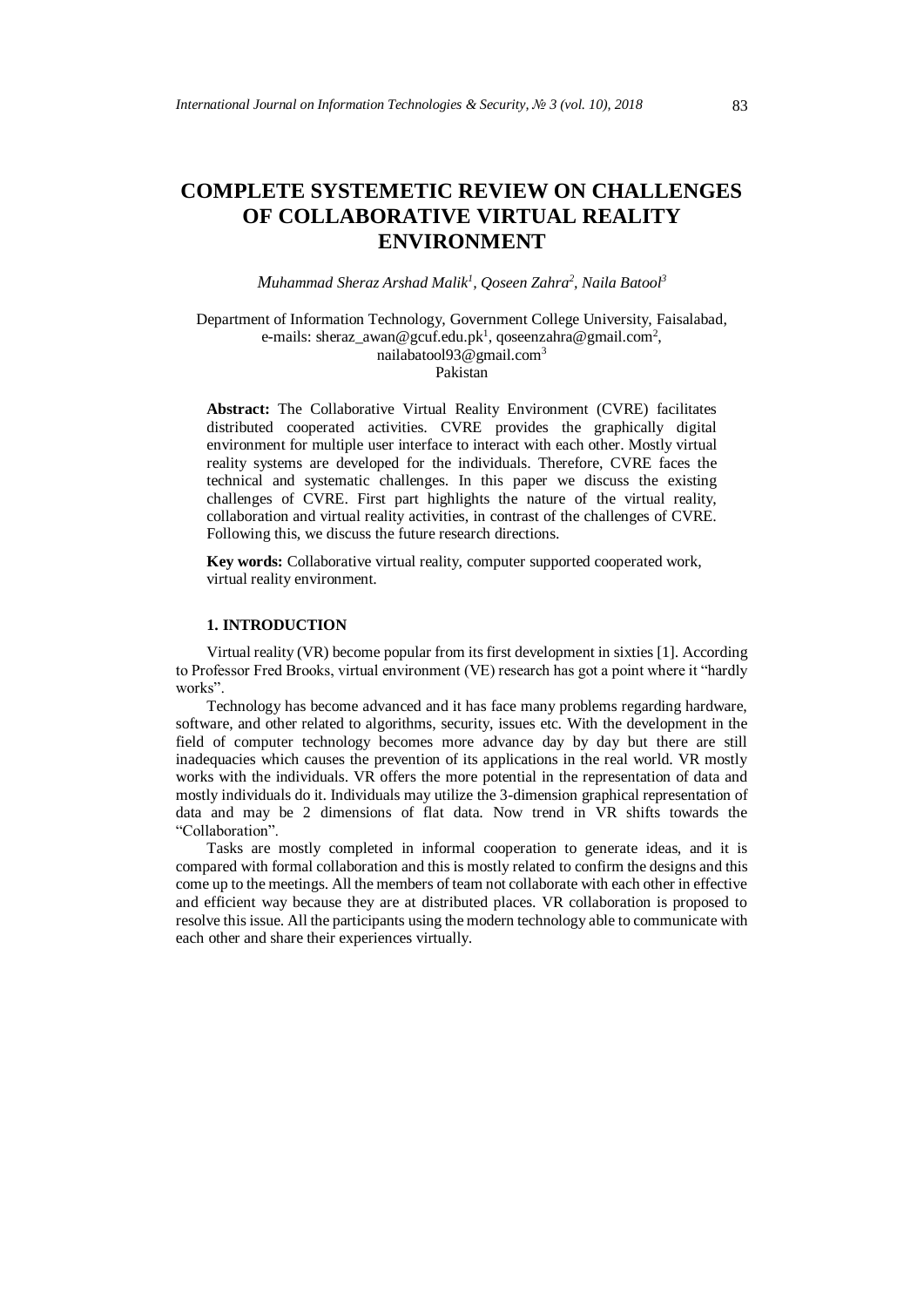# COMPLETE SYSTEMETIC REVIEW ON CHALLENGES OF COLLABORATIVE VIRTUAL REALITY ENVIRONMENT

*Muhammad Sheraz Arshad Malik[1], Qoseen Zahra[2], Naila Batool[3]*

Department of Information Technology, Government College University, Faisalabad,
e-mails: sheraz_awan@gcuf.edu.pk[1], qoseenzahra@gmail.com[2],
nailabatool93@gmail.com[3]
Pakistan

**Abstract:** The Collaborative Virtual Reality Environment (CVRE) facilitates distributed cooperated activities. CVRE provides the graphically digital environment for multiple user interface to interact with each other. Mostly virtual reality systems are developed for the individuals. Therefore, CVRE faces the technical and systematic challenges. In this paper we discuss the existing challenges of CVRE. First part highlights the nature of the virtual reality, collaboration and virtual reality activities, in contrast of the challenges of CVRE. Following this, we discuss the future research directions.

**Key words:** Collaborative virtual reality, computer supported cooperated work, virtual reality environment.

## 1. INTRODUCTION

Virtual reality (VR) become popular from its first development in sixties [1]. According to Professor Fred Brooks, virtual environment (VE) research has got a point where it "hardly works".

Technology has become advanced and it has face many problems regarding hardware, software, and other related to algorithms, security, issues etc. With the development in the field of computer technology becomes more advance day by day but there are still inadequacies which causes the prevention of its applications in the real world. VR mostly works with the individuals. VR offers the more potential in the representation of data and mostly individuals do it. Individuals may utilize the 3-dimension graphical representation of data and may be 2 dimensions of flat data. Now trend in VR shifts towards the "Collaboration".

Tasks are mostly completed in informal cooperation to generate ideas, and it is compared with formal collaboration and this is mostly related to confirm the designs and this come up to the meetings. All the members of team not collaborate with each other in effective and efficient way because they are at distributed places. VR collaboration is proposed to resolve this issue. All the participants using the modern technology able to communicate with each other and share their experiences virtually.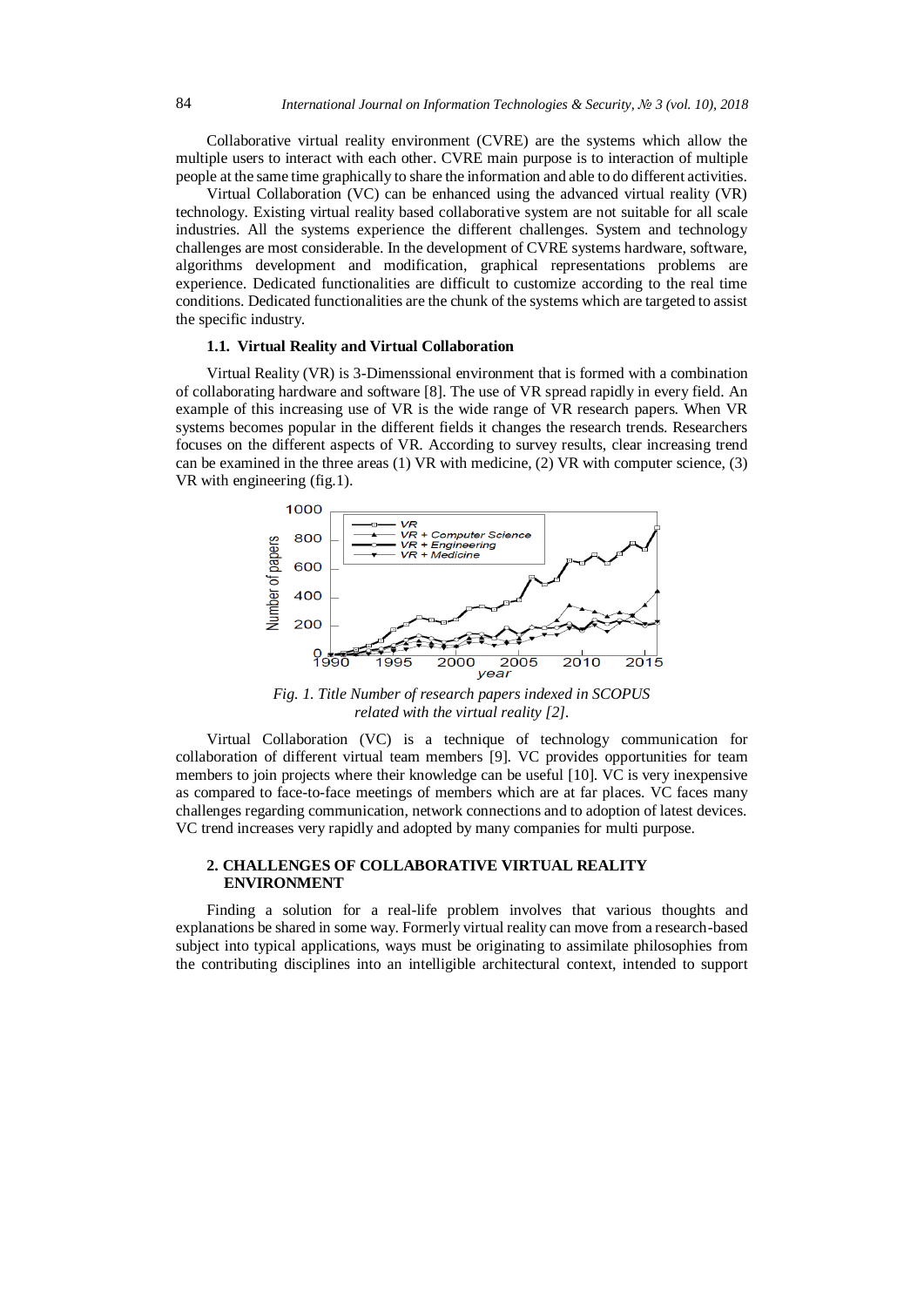Collaborative virtual reality environment (CVRE) are the systems which allow the multiple users to interact with each other. CVRE main purpose is to interaction of multiple people at the same time graphically to share the information and able to do different activities.

Virtual Collaboration (VC) can be enhanced using the advanced virtual reality (VR) technology. Existing virtual reality based collaborative system are not suitable for all scale industries. All the systems experience the different challenges. System and technology challenges are most considerable. In the development of CVRE systems hardware, software, algorithms development and modification, graphical representations problems are experience. Dedicated functionalities are difficult to customize according to the real time conditions. Dedicated functionalities are the chunk of the systems which are targeted to assist the specific industry.

### 1.1. Virtual Reality and Virtual Collaboration

Virtual Reality (VR) is 3-Dimenssional environment that is formed with a combination of collaborating hardware and software [8]. The use of VR spread rapidly in every field. An example of this increasing use of VR is the wide range of VR research papers. When VR systems becomes popular in the different fields it changes the research trends. Researchers focuses on the different aspects of VR. According to survey results, clear increasing trend can be examined in the three areas (1) VR with medicine, (2) VR with computer science, (3) VR with engineering (fig.1).

*Fig. 1. Title Number of research papers indexed in SCOPUS related with the virtual reality [2].*

Virtual Collaboration (VC) is a technique of technology communication for collaboration of different virtual team members [9]. VC provides opportunities for team members to join projects where their knowledge can be useful [10]. VC is very inexpensive as compared to face-to-face meetings of members which are at far places. VC faces many challenges regarding communication, network connections and to adoption of latest devices. VC trend increases very rapidly and adopted by many companies for multi purpose.

## 2. CHALLENGES OF COLLABORATIVE VIRTUAL REALITY ENVIRONMENT

Finding a solution for a real-life problem involves that various thoughts and explanations be shared in some way. Formerly virtual reality can move from a research-based subject into typical applications, ways must be originating to assimilate philosophies from the contributing disciplines into an intelligible architectural context, intended to support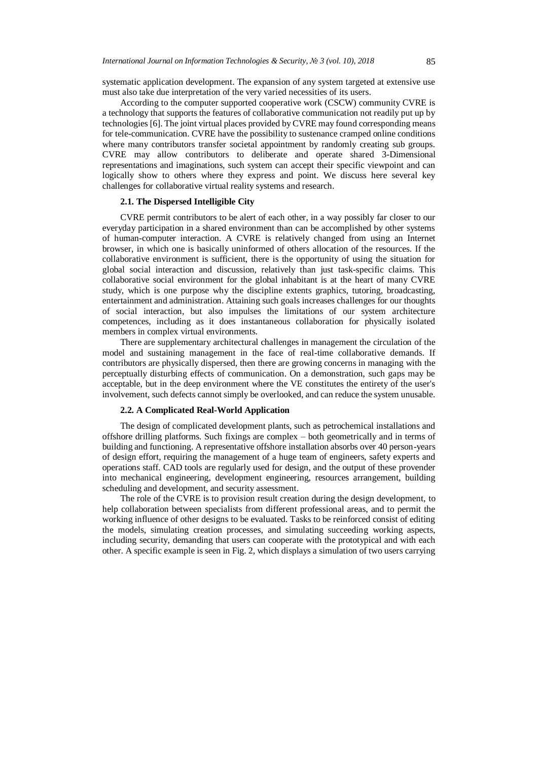systematic application development. The expansion of any system targeted at extensive use must also take due interpretation of the very varied necessities of its users.

According to the computer supported cooperative work (CSCW) community CVRE is a technology that supports the features of collaborative communication not readily put up by technologies [6]. The joint virtual places provided by CVRE may found corresponding means for tele-communication. CVRE have the possibility to sustenance cramped online conditions where many contributors transfer societal appointment by randomly creating sub groups. CVRE may allow contributors to deliberate and operate shared 3-Dimensional representations and imaginations, such system can accept their specific viewpoint and can logically show to others where they express and point. We discuss here several key challenges for collaborative virtual reality systems and research.

### 2.1. The Dispersed Intelligible City

CVRE permit contributors to be alert of each other, in a way possibly far closer to our everyday participation in a shared environment than can be accomplished by other systems of human-computer interaction. A CVRE is relatively changed from using an Internet browser, in which one is basically uninformed of others allocation of the resources. If the collaborative environment is sufficient, there is the opportunity of using the situation for global social interaction and discussion, relatively than just task-specific claims. This collaborative social environment for the global inhabitant is at the heart of many CVRE study, which is one purpose why the discipline extents graphics, tutoring, broadcasting, entertainment and administration. Attaining such goals increases challenges for our thoughts of social interaction, but also impulses the limitations of our system architecture competences, including as it does instantaneous collaboration for physically isolated members in complex virtual environments.

There are supplementary architectural challenges in management the circulation of the model and sustaining management in the face of real-time collaborative demands. If contributors are physically dispersed, then there are growing concerns in managing with the perceptually disturbing effects of communication. On a demonstration, such gaps may be acceptable, but in the deep environment where the VE constitutes the entirety of the user's involvement, such defects cannot simply be overlooked, and can reduce the system unusable.

### 2.2. A Complicated Real-World Application

The design of complicated development plants, such as petrochemical installations and offshore drilling platforms. Such fixings are complex – both geometrically and in terms of building and functioning. A representative offshore installation absorbs over 40 person-years of design effort, requiring the management of a huge team of engineers, safety experts and operations staff. CAD tools are regularly used for design, and the output of these provender into mechanical engineering, development engineering, resources arrangement, building scheduling and development, and security assessment.

The role of the CVRE is to provision result creation during the design development, to help collaboration between specialists from different professional areas, and to permit the working influence of other designs to be evaluated. Tasks to be reinforced consist of editing the models, simulating creation processes, and simulating succeeding working aspects, including security, demanding that users can cooperate with the prototypical and with each other. A specific example is seen in Fig. 2, which displays a simulation of two users carrying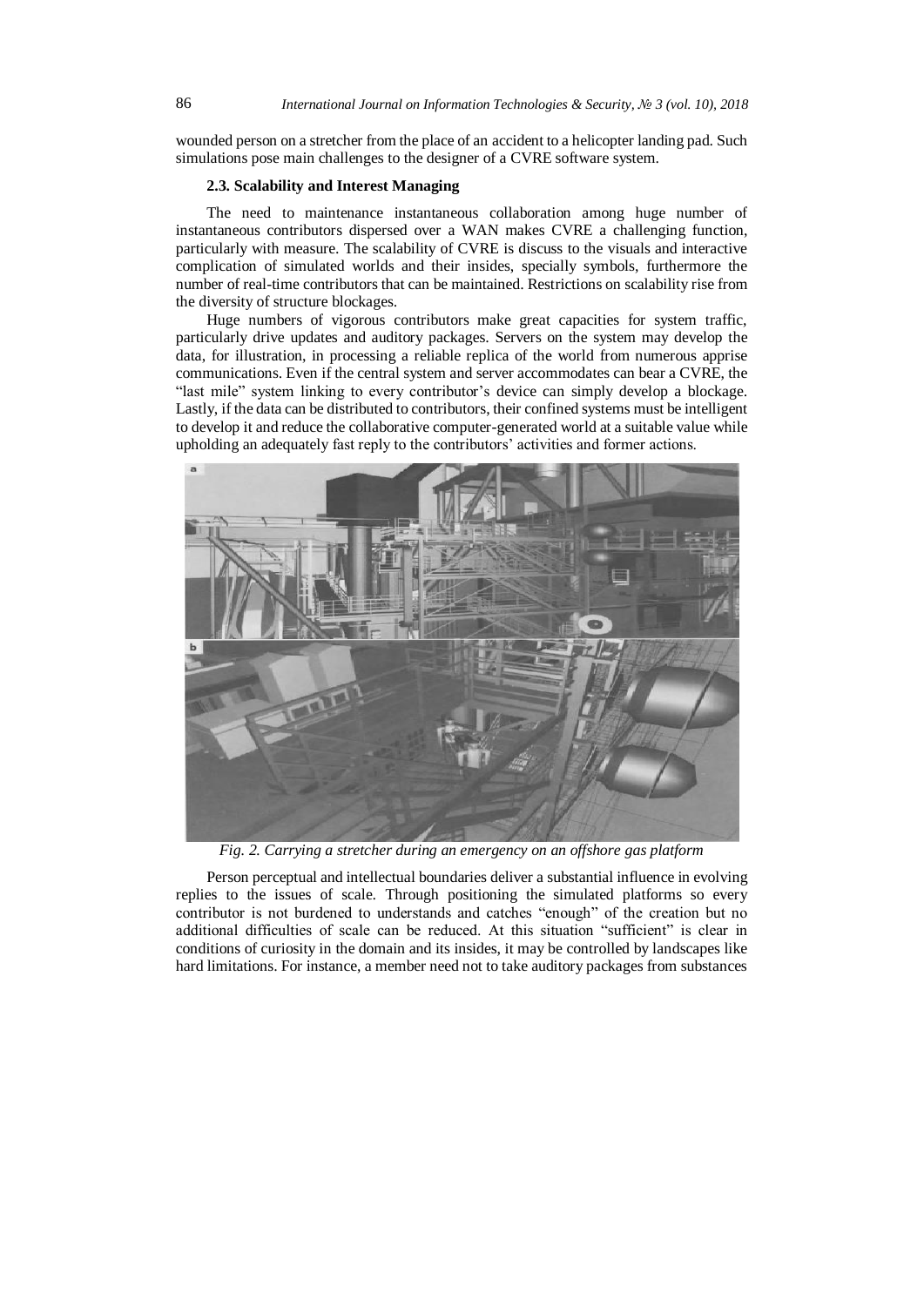wounded person on a stretcher from the place of an accident to a helicopter landing pad. Such simulations pose main challenges to the designer of a CVRE software system.

### 2.3. Scalability and Interest Managing

The need to maintenance instantaneous collaboration among huge number of instantaneous contributors dispersed over a WAN makes CVRE a challenging function, particularly with measure. The scalability of CVRE is discuss to the visuals and interactive complication of simulated worlds and their insides, specially symbols, furthermore the number of real-time contributors that can be maintained. Restrictions on scalability rise from the diversity of structure blockages.

Huge numbers of vigorous contributors make great capacities for system traffic, particularly drive updates and auditory packages. Servers on the system may develop the data, for illustration, in processing a reliable replica of the world from numerous apprise communications. Even if the central system and server accommodates can bear a CVRE, the "last mile" system linking to every contributor's device can simply develop a blockage. Lastly, if the data can be distributed to contributors, their confined systems must be intelligent to develop it and reduce the collaborative computer-generated world at a suitable value while upholding an adequately fast reply to the contributors' activities and former actions.

*Fig. 2. Carrying a stretcher during an emergency on an offshore gas platform*

Person perceptual and intellectual boundaries deliver a substantial influence in evolving replies to the issues of scale. Through positioning the simulated platforms so every contributor is not burdened to understands and catches "enough" of the creation but no additional difficulties of scale can be reduced. At this situation "sufficient" is clear in conditions of curiosity in the domain and its insides, it may be controlled by landscapes like hard limitations. For instance, a member need not to take auditory packages from substances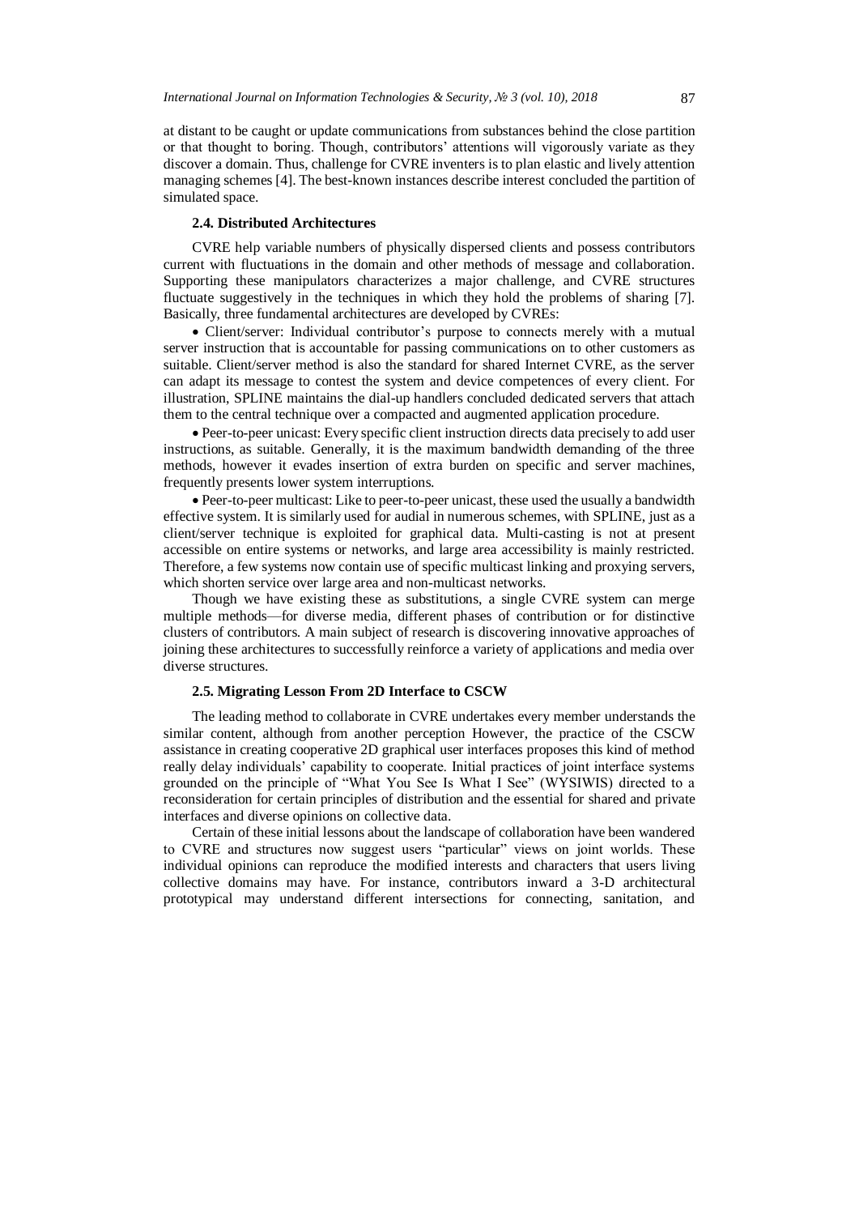at distant to be caught or update communications from substances behind the close partition or that thought to boring. Though, contributors' attentions will vigorously variate as they discover a domain. Thus, challenge for CVRE inventers is to plan elastic and lively attention managing schemes [4]. The best-known instances describe interest concluded the partition of simulated space.

### 2.4. Distributed Architectures

CVRE help variable numbers of physically dispersed clients and possess contributors current with fluctuations in the domain and other methods of message and collaboration. Supporting these manipulators characterizes a major challenge, and CVRE structures fluctuate suggestively in the techniques in which they hold the problems of sharing [7]. Basically, three fundamental architectures are developed by CVREs:

- Client/server: Individual contributor's purpose to connects merely with a mutual server instruction that is accountable for passing communications on to other customers as suitable. Client/server method is also the standard for shared Internet CVRE, as the server can adapt its message to contest the system and device competences of every client. For illustration, SPLINE maintains the dial-up handlers concluded dedicated servers that attach them to the central technique over a compacted and augmented application procedure.
- Peer-to-peer unicast: Every specific client instruction directs data precisely to add user instructions, as suitable. Generally, it is the maximum bandwidth demanding of the three methods, however it evades insertion of extra burden on specific and server machines, frequently presents lower system interruptions.
- Peer-to-peer multicast: Like to peer-to-peer unicast, these used the usually a bandwidth effective system. It is similarly used for audial in numerous schemes, with SPLINE, just as a client/server technique is exploited for graphical data. Multi-casting is not at present accessible on entire systems or networks, and large area accessibility is mainly restricted. Therefore, a few systems now contain use of specific multicast linking and proxying servers, which shorten service over large area and non-multicast networks.

Though we have existing these as substitutions, a single CVRE system can merge multiple methods—for diverse media, different phases of contribution or for distinctive clusters of contributors. A main subject of research is discovering innovative approaches of joining these architectures to successfully reinforce a variety of applications and media over diverse structures.

### 2.5. Migrating Lesson From 2D Interface to CSCW

The leading method to collaborate in CVRE undertakes every member understands the similar content, although from another perception However, the practice of the CSCW assistance in creating cooperative 2D graphical user interfaces proposes this kind of method really delay individuals' capability to cooperate. Initial practices of joint interface systems grounded on the principle of "What You See Is What I See" (WYSIWIS) directed to a reconsideration for certain principles of distribution and the essential for shared and private interfaces and diverse opinions on collective data.

Certain of these initial lessons about the landscape of collaboration have been wandered to CVRE and structures now suggest users "particular" views on joint worlds. These individual opinions can reproduce the modified interests and characters that users living collective domains may have. For instance, contributors inward a 3-D architectural prototypical may understand different intersections for connecting, sanitation, and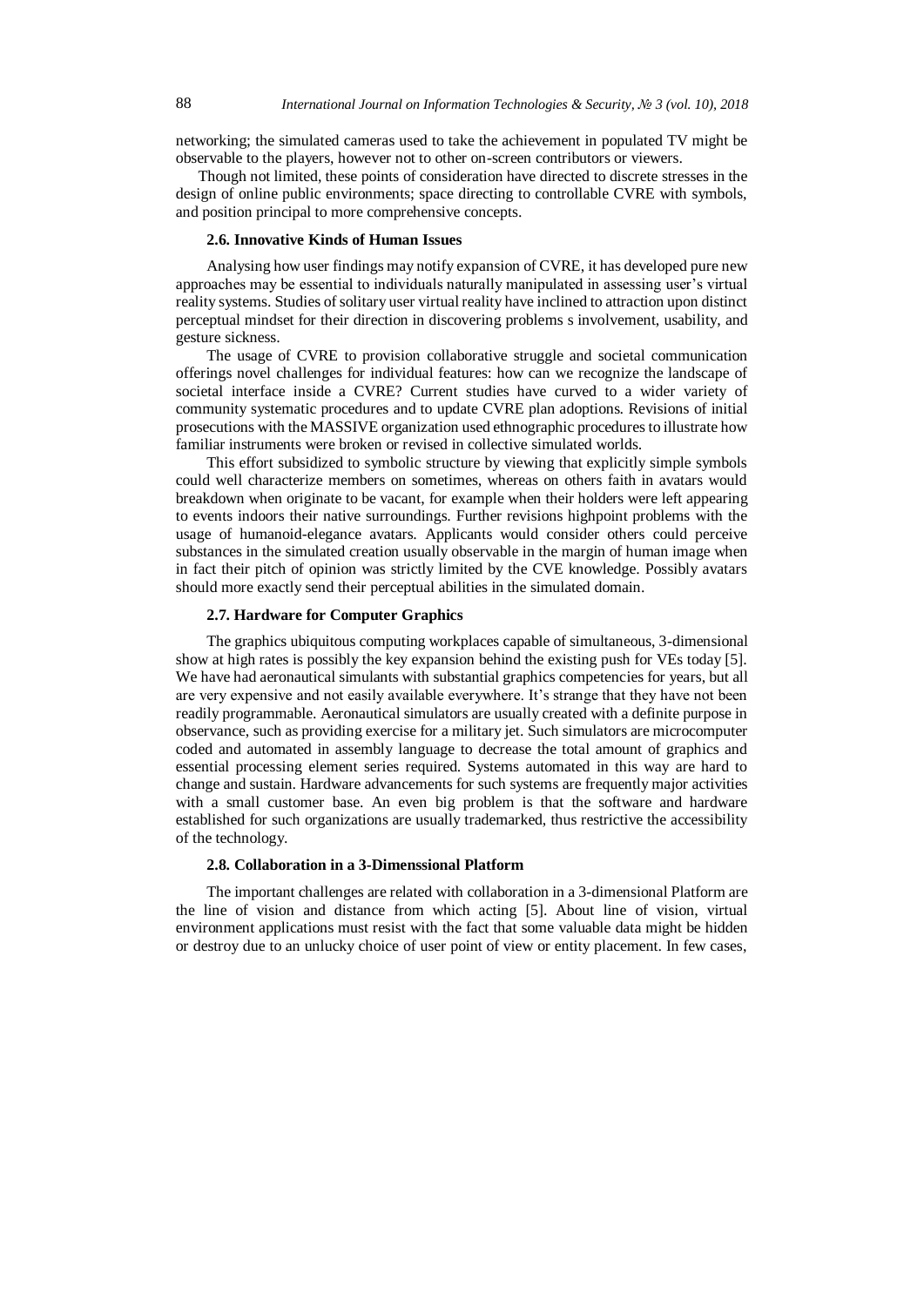networking; the simulated cameras used to take the achievement in populated TV might be observable to the players, however not to other on-screen contributors or viewers.

Though not limited, these points of consideration have directed to discrete stresses in the design of online public environments; space directing to controllable CVRE with symbols, and position principal to more comprehensive concepts.

### 2.6. Innovative Kinds of Human Issues

Analysing how user findings may notify expansion of CVRE, it has developed pure new approaches may be essential to individuals naturally manipulated in assessing user's virtual reality systems. Studies of solitary user virtual reality have inclined to attraction upon distinct perceptual mindset for their direction in discovering problems s involvement, usability, and gesture sickness.

The usage of CVRE to provision collaborative struggle and societal communication offerings novel challenges for individual features: how can we recognize the landscape of societal interface inside a CVRE? Current studies have curved to a wider variety of community systematic procedures and to update CVRE plan adoptions. Revisions of initial prosecutions with the MASSIVE organization used ethnographic procedures to illustrate how familiar instruments were broken or revised in collective simulated worlds.

This effort subsidized to symbolic structure by viewing that explicitly simple symbols could well characterize members on sometimes, whereas on others faith in avatars would breakdown when originate to be vacant, for example when their holders were left appearing to events indoors their native surroundings. Further revisions highpoint problems with the usage of humanoid-elegance avatars. Applicants would consider others could perceive substances in the simulated creation usually observable in the margin of human image when in fact their pitch of opinion was strictly limited by the CVE knowledge. Possibly avatars should more exactly send their perceptual abilities in the simulated domain.

### 2.7. Hardware for Computer Graphics

The graphics ubiquitous computing workplaces capable of simultaneous, 3-dimensional show at high rates is possibly the key expansion behind the existing push for VEs today [5]. We have had aeronautical simulants with substantial graphics competencies for years, but all are very expensive and not easily available everywhere. It's strange that they have not been readily programmable. Aeronautical simulators are usually created with a definite purpose in observance, such as providing exercise for a military jet. Such simulators are microcomputer coded and automated in assembly language to decrease the total amount of graphics and essential processing element series required. Systems automated in this way are hard to change and sustain. Hardware advancements for such systems are frequently major activities with a small customer base. An even big problem is that the software and hardware established for such organizations are usually trademarked, thus restrictive the accessibility of the technology.

### 2.8. Collaboration in a 3-Dimenssional Platform

The important challenges are related with collaboration in a 3-dimensional Platform are the line of vision and distance from which acting [5]. About line of vision, virtual environment applications must resist with the fact that some valuable data might be hidden or destroy due to an unlucky choice of user point of view or entity placement. In few cases,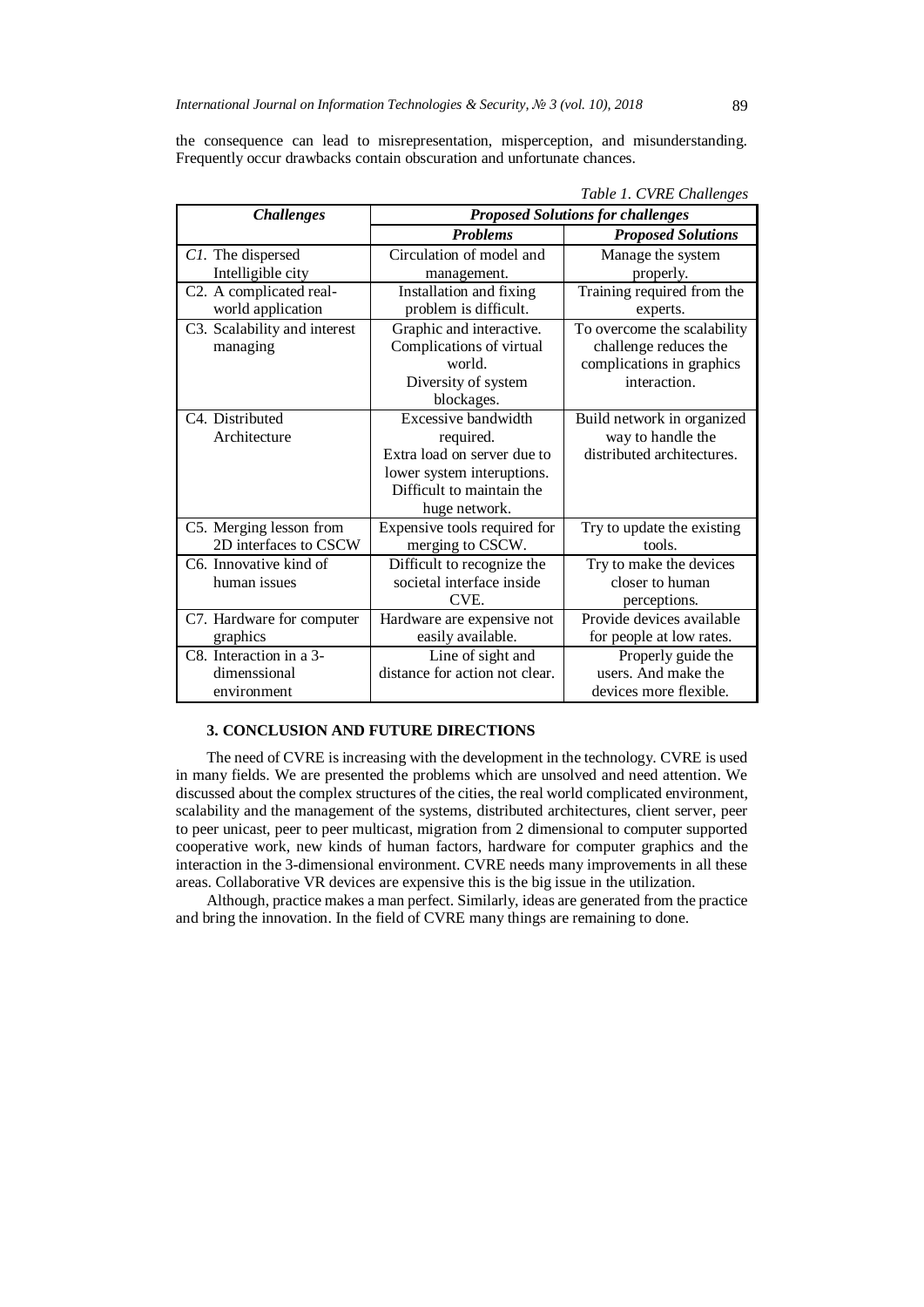the consequence can lead to misrepresentation, misperception, and misunderstanding. Frequently occur drawbacks contain obscuration and unfortunate chances.

*Table 1. CVRE Challenges*

| ***Challenges*** | ***Proposed Solutions for challenges*** | |
|---|---|---|
| | ***Problems*** | ***Proposed Solutions*** |
| *C1.* The dispersed Intelligible city | Circulation of model and management. | Manage the system properly. |
| C2. A complicated real-world application | Installation and fixing problem is difficult. | Training required from the experts. |
| C3. Scalability and interest managing | Graphic and interactive. Complications of virtual world. Diversity of system blockages. | To overcome the scalability challenge reduces the complications in graphics interaction. |
| C4. Distributed Architecture | Excessive bandwidth required. Extra load on server due to lower system interuptions. Difficult to maintain the huge network. | Build network in organized way to handle the distributed architectures. |
| C5. Merging lesson from 2D interfaces to CSCW | Expensive tools required for merging to CSCW. | Try to update the existing tools. |
| C6. Innovative kind of human issues | Difficult to recognize the societal interface inside CVE. | Try to make the devices closer to human perceptions. |
| C7. Hardware for computer graphics | Hardware are expensive not easily available. | Provide devices available for people at low rates. |
| C8. Interaction in a 3-dimenssional environment | Line of sight and distance for action not clear. | Properly guide the users. And make the devices more flexible. |

## 3. CONCLUSION AND FUTURE DIRECTIONS

The need of CVRE is increasing with the development in the technology. CVRE is used in many fields. We are presented the problems which are unsolved and need attention. We discussed about the complex structures of the cities, the real world complicated environment, scalability and the management of the systems, distributed architectures, client server, peer to peer unicast, peer to peer multicast, migration from 2 dimensional to computer supported cooperative work, new kinds of human factors, hardware for computer graphics and the interaction in the 3-dimensional environment. CVRE needs many improvements in all these areas. Collaborative VR devices are expensive this is the big issue in the utilization.

Although, practice makes a man perfect. Similarly, ideas are generated from the practice and bring the innovation. In the field of CVRE many things are remaining to done.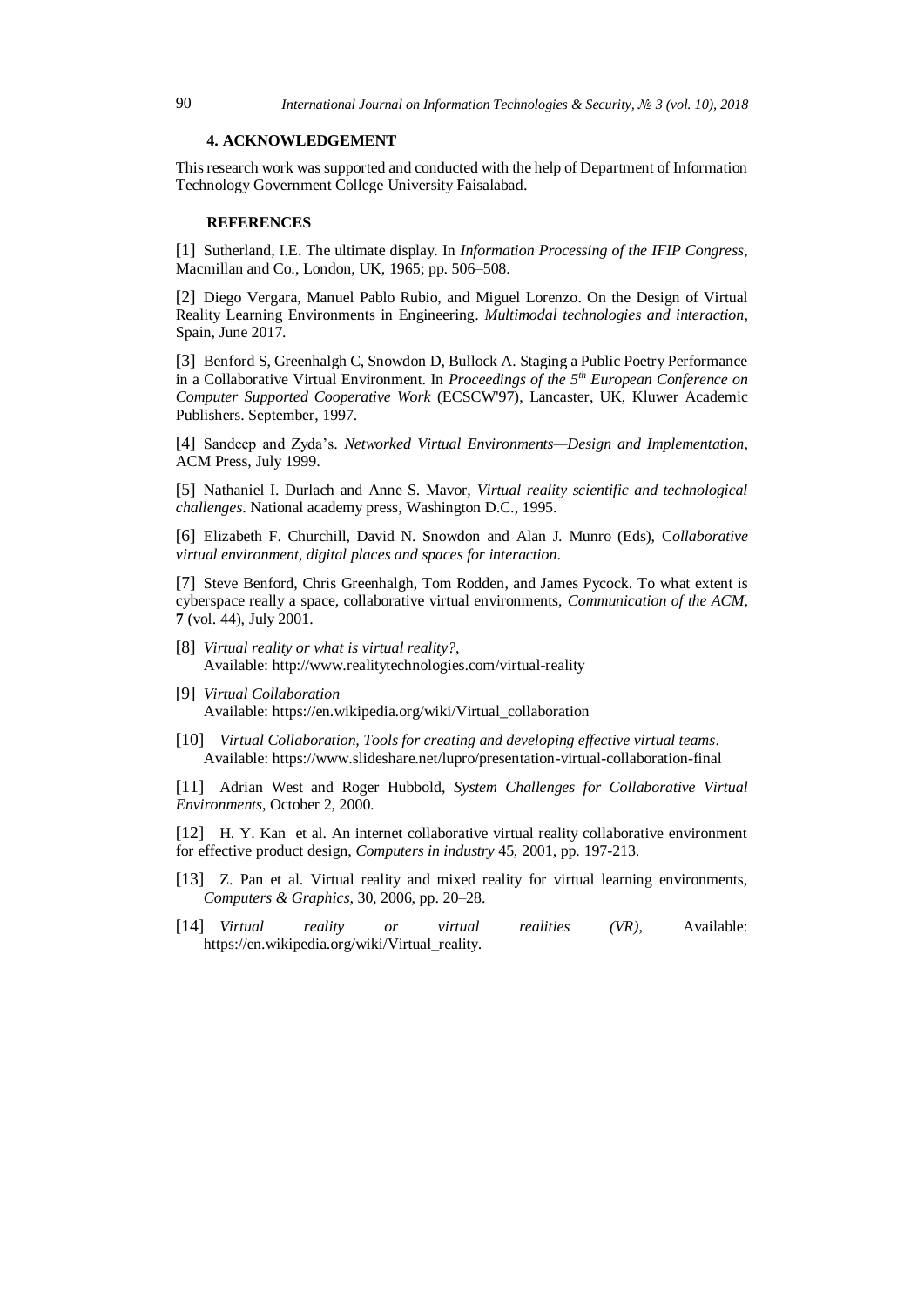### 4. ACKNOWLEDGEMENT

This research work was supported and conducted with the help of Department of Information Technology Government College University Faisalabad.

### REFERENCES

[1] Sutherland, I.E. The ultimate display. In *Information Processing of the IFIP Congress*, Macmillan and Co., London, UK, 1965; pp. 506–508.

[2] Diego Vergara, Manuel Pablo Rubio, and Miguel Lorenzo. On the Design of Virtual Reality Learning Environments in Engineering. *Multimodal technologies and interaction*, Spain, June 2017.

[3] Benford S, Greenhalgh C, Snowdon D, Bullock A. Staging a Public Poetry Performance in a Collaborative Virtual Environment. In *Proceedings of the 5th European Conference on Computer Supported Cooperative Work* (ECSCW'97), Lancaster, UK, Kluwer Academic Publishers. September, 1997.

[4] Sandeep and Zyda's. *Networked Virtual Environments—Design and Implementation*, ACM Press, July 1999.

[5] Nathaniel I. Durlach and Anne S. Mavor, *Virtual reality scientific and technological challenges*. National academy press, Washington D.C., 1995.

[6] Elizabeth F. Churchill, David N. Snowdon and Alan J. Munro (Eds), C*ollaborative virtual environment, digital places and spaces for interaction*.

[7] Steve Benford, Chris Greenhalgh, Tom Rodden, and James Pycock. To what extent is cyberspace really a space, collaborative virtual environments, *Communication of the ACM*, **7** (vol. 44), July 2001.

[8] *Virtual reality or what is virtual reality?*, Available: http://www.realitytechnologies.com/virtual-reality

[9] *Virtual Collaboration* Available: https://en.wikipedia.org/wiki/Virtual_collaboration

[10] *Virtual Collaboration, Tools for creating and developing effective virtual teams*. Available: https://www.slideshare.net/lupro/presentation-virtual-collaboration-final

[11] Adrian West and Roger Hubbold, *System Challenges for Collaborative Virtual Environments*, October 2, 2000.

[12] H. Y. Kan et al. An internet collaborative virtual reality collaborative environment for effective product design, *Computers in industry* 45, 2001, pp. 197-213.

[13] Z. Pan et al. Virtual reality and mixed reality for virtual learning environments, *Computers & Graphics*, 30, 2006, pp. 20–28.

[14] *Virtual reality or virtual realities (VR)*, Available: https://en.wikipedia.org/wiki/Virtual_reality.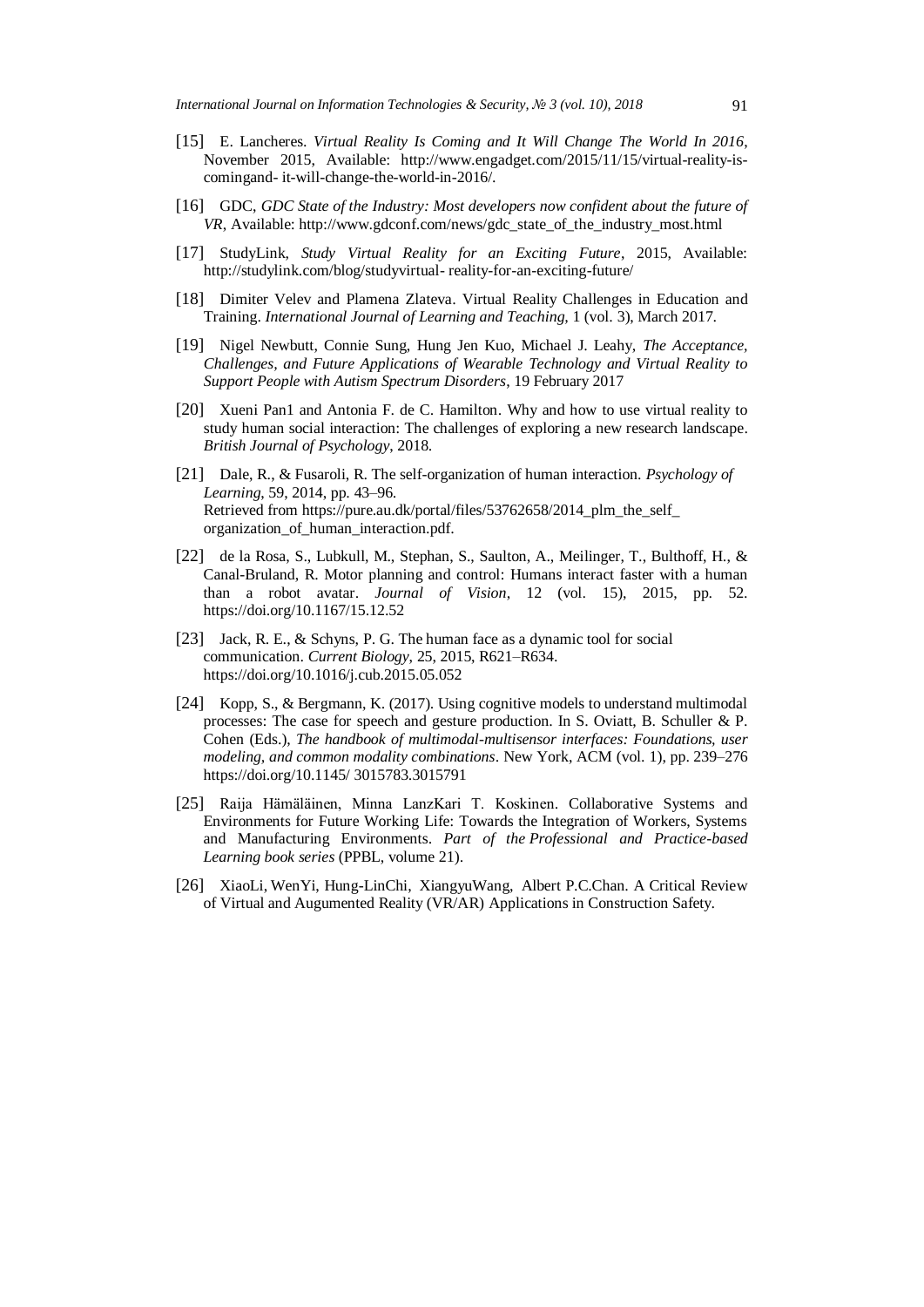[15] E. Lancheres. *Virtual Reality Is Coming and It Will Change The World In 2016*, November 2015, Available: http://www.engadget.com/2015/11/15/virtual-reality-is-comingand- it-will-change-the-world-in-2016/.

[16] GDC, *GDC State of the Industry: Most developers now confident about the future of VR*, Available: http://www.gdconf.com/news/gdc_state_of_the_industry_most.html

[17] StudyLink, *Study Virtual Reality for an Exciting Future*, 2015, Available: http://studylink.com/blog/studyvirtual- reality-for-an-exciting-future/

[18] Dimiter Velev and Plamena Zlateva. Virtual Reality Challenges in Education and Training. *International Journal of Learning and Teaching,* 1 (vol. 3), March 2017.

[19] Nigel Newbutt, Connie Sung, Hung Jen Kuo, Michael J. Leahy, *The Acceptance, Challenges, and Future Applications of Wearable Technology and Virtual Reality to Support People with Autism Spectrum Disorders*, 19 February 2017

[20] Xueni Pan1 and Antonia F. de C. Hamilton. Why and how to use virtual reality to study human social interaction: The challenges of exploring a new research landscape. *British Journal of Psychology*, 2018.

[21] Dale, R., & Fusaroli, R. The self-organization of human interaction. *Psychology of Learning*, 59, 2014, pp. 43–96.
Retrieved from https://pure.au.dk/portal/files/53762658/2014_plm_the_self_organization_of_human_interaction.pdf.

[22] de la Rosa, S., Lubkull, M., Stephan, S., Saulton, A., Meilinger, T., Bulthoff, H., & Canal-Bruland, R. Motor planning and control: Humans interact faster with a human than a robot avatar. *Journal of Vision*, 12 (vol. 15), 2015, pp. 52. https://doi.org/10.1167/15.12.52

[23] Jack, R. E., & Schyns, P. G. The human face as a dynamic tool for social communication. *Current Biology*, 25, 2015, R621–R634. https://doi.org/10.1016/j.cub.2015.05.052

[24] Kopp, S., & Bergmann, K. (2017). Using cognitive models to understand multimodal processes: The case for speech and gesture production. In S. Oviatt, B. Schuller & P. Cohen (Eds.), *The handbook of multimodal-multisensor interfaces: Foundations, user modeling, and common modality combinations*. New York, ACM (vol. 1), pp. 239–276 https://doi.org/10.1145/ 3015783.3015791

[25] Raija Hämäläinen, Minna LanzKari T. Koskinen. Collaborative Systems and Environments for Future Working Life: Towards the Integration of Workers, Systems and Manufacturing Environments. *Part of the Professional and Practice-based Learning book series* (PPBL, volume 21).

[26] XiaoLi, WenYi, Hung-LinChi, XiangyuWang, Albert P.C.Chan. A Critical Review of Virtual and Augumented Reality (VR/AR) Applications in Construction Safety.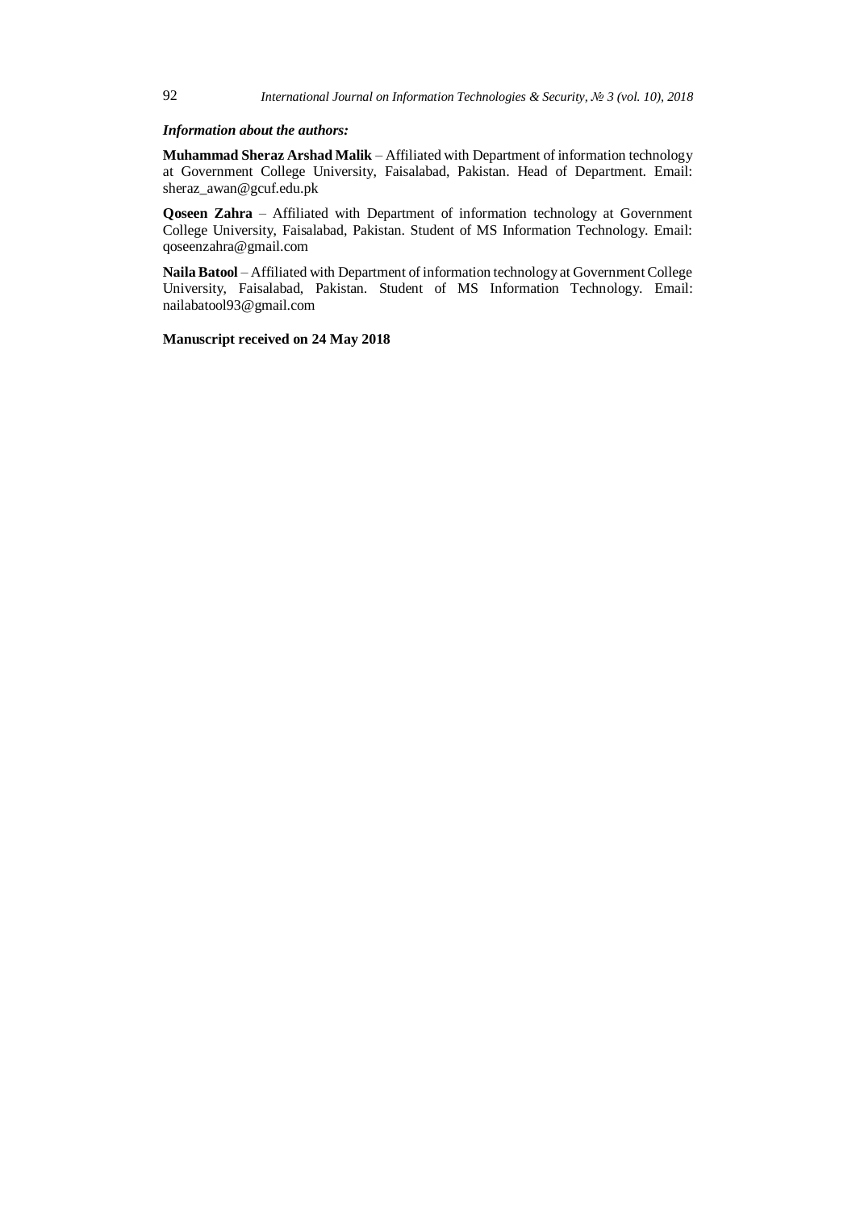***Information about the authors:***

**Muhammad Sheraz Arshad Malik** – Affiliated with Department of information technology at Government College University, Faisalabad, Pakistan. Head of Department. Email: sheraz_awan@gcuf.edu.pk

**Qoseen Zahra** – Affiliated with Department of information technology at Government College University, Faisalabad, Pakistan. Student of MS Information Technology. Email: qoseenzahra@gmail.com

**Naila Batool** – Affiliated with Department of information technology at Government College University, Faisalabad, Pakistan. Student of MS Information Technology. Email: nailabatool93@gmail.com

**Manuscript received on 24 May 2018**